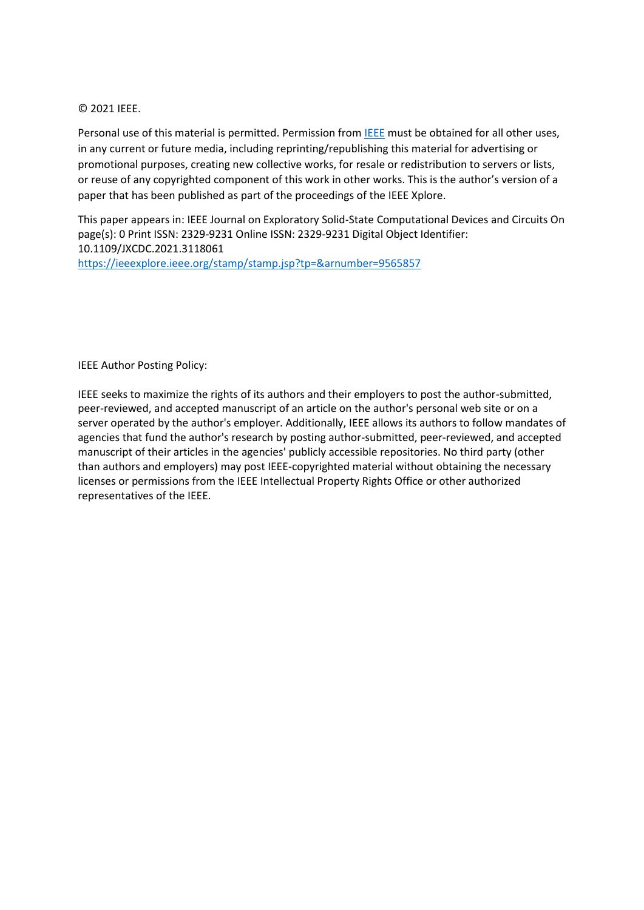© 2021 IEEE.

Personal use of this material is permitted. Permission from [IEEE](https://www.ieee.org) must be obtained for all other uses, in any current or future media, including reprinting/republishing this material for advertising or promotional purposes, creating new collective works, for resale or redistribution to servers or lists, or reuse of any copyrighted component of this work in other works. This is the author's version of a paper that has been published as part of the proceedings of the IEEE Xplore.

This paper appears in: IEEE Journal on Exploratory Solid-State Computational Devices and Circuits On page(s): 0 Print ISSN: 2329-9231 Online ISSN: 2329-9231 Digital Object Identifier: 10.1109/JXCDC.2021.3118061
[https://ieeexplore.ieee.org/stamp/stamp.jsp?tp=&arnumber=9565857](https://ieeexplore.ieee.org/stamp/stamp.jsp?tp=&arnumber=9565857)

IEEE Author Posting Policy:

IEEE seeks to maximize the rights of its authors and their employers to post the author-submitted, peer-reviewed, and accepted manuscript of an article on the author's personal web site or on a server operated by the author's employer. Additionally, IEEE allows its authors to follow mandates of agencies that fund the author's research by posting author-submitted, peer-reviewed, and accepted manuscript of their articles in the agencies' publicly accessible repositories. No third party (other than authors and employers) may post IEEE-copyrighted material without obtaining the necessary licenses or permissions from the IEEE Intellectual Property Rights Office or other authorized representatives of the IEEE.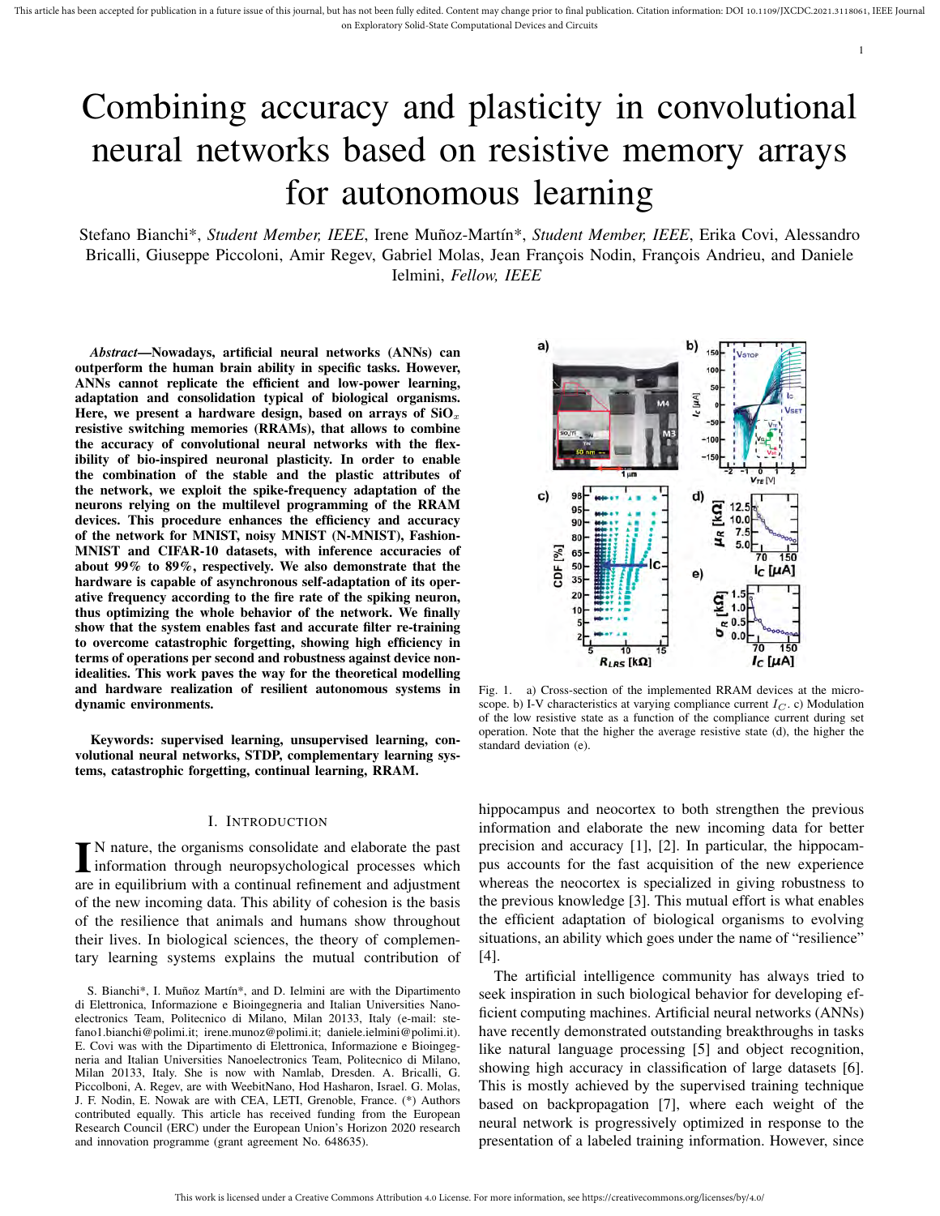# Combining accuracy and plasticity in convolutional neural networks based on resistive memory arrays for autonomous learning

Stefano Bianchi*, *Student Member, IEEE*, Irene Muñoz-Martín*, *Student Member, IEEE*, Erika Covi, Alessandro Bricalli, Giuseppe Piccoloni, Amir Regev, Gabriel Molas, Jean François Nodin, François Andrieu, and Daniele Ielmini, *Fellow, IEEE*

***Abstract*—Nowadays, artificial neural networks (ANNs) can outperform the human brain ability in specific tasks. However, ANNs cannot replicate the efficient and low-power learning, adaptation and consolidation typical of biological organisms. Here, we present a hardware design, based on arrays of $SiO_x$ resistive switching memories (RRAMs), that allows to combine the accuracy of convolutional neural networks with the flexibility of bio-inspired neuronal plasticity. In order to enable the combination of the stable and the plastic attributes of the network, we exploit the spike-frequency adaptation of the neurons relying on the multilevel programming of the RRAM devices. This procedure enhances the efficiency and accuracy of the network for MNIST, noisy MNIST (N-MNIST), Fashion-MNIST and CIFAR-10 datasets, with inference accuracies of about 99% to 89%, respectively. We also demonstrate that the hardware is capable of asynchronous self-adaptation of its operative frequency according to the fire rate of the spiking neuron, thus optimizing the whole behavior of the network. We finally show that the system enables fast and accurate filter re-training to overcome catastrophic forgetting, showing high efficiency in terms of operations per second and robustness against device non-idealities. This work paves the way for the theoretical modelling and hardware realization of resilient autonomous systems in dynamic environments.**

**Keywords: supervised learning, unsupervised learning, convolutional neural networks, STDP, complementary learning systems, catastrophic forgetting, continual learning, RRAM.**

## I. Introduction

In nature, the organisms consolidate and elaborate the past information through neuropsychological processes which are in equilibrium with a continual refinement and adjustment of the new incoming data. This ability of cohesion is the basis of the resilience that animals and humans show throughout their lives. In biological sciences, the theory of complementary learning systems explains the mutual contribution of hippocampus and neocortex to both strengthen the previous information and elaborate the new incoming data for better precision and accuracy [1], [2]. In particular, the hippocampus accounts for the fast acquisition of the new experience whereas the neocortex is specialized in giving robustness to the previous knowledge [3]. This mutual effort is what enables the efficient adaptation of biological organisms to evolving situations, an ability which goes under the name of "resilience" [4].

The artificial intelligence community has always tried to seek inspiration in such biological behavior for developing efficient computing machines. Artificial neural networks (ANNs) have recently demonstrated outstanding breakthroughs in tasks like natural language processing [5] and object recognition, showing high accuracy in classification of large datasets [6]. This is mostly achieved by the supervised training technique based on backpropagation [7], where each weight of the neural network is progressively optimized in response to the presentation of a labeled training information. However, since

Fig. 1. a) Cross-section of the implemented RRAM devices at the microscope. b) I-V characteristics at varying compliance current $I_C$. c) Modulation of the low resistive state as a function of the compliance current during set operation. Note that the higher the average resistive state (d), the higher the standard deviation (e).

S. Bianchi*, I. Muñoz Martín*, and D. Ielmini are with the Dipartimento di Elettronica, Informazione e Bioingegneria and Italian Universities Nanoelectronics Team, Politecnico di Milano, Milan 20133, Italy (e-mail: stefano1.bianchi@polimi.it; irene.munoz@polimi.it; daniele.ielmini@polimi.it). E. Covi was with the Dipartimento di Elettronica, Informazione e Bioingegneria and Italian Universities Nanoelectronics Team, Politecnico di Milano, Milan 20133, Italy. She is now with Namlab, Dresden. A. Bricalli, G. Piccolboni, A. Regev, are with WeebitNano, Hod Hasharon, Israel. G. Molas, J. F. Nodin, E. Nowak are with CEA, LETI, Grenoble, France. (*) Authors contributed equally. This article has received funding from the European Research Council (ERC) under the European Union's Horizon 2020 research and innovation programme (grant agreement No. 648635).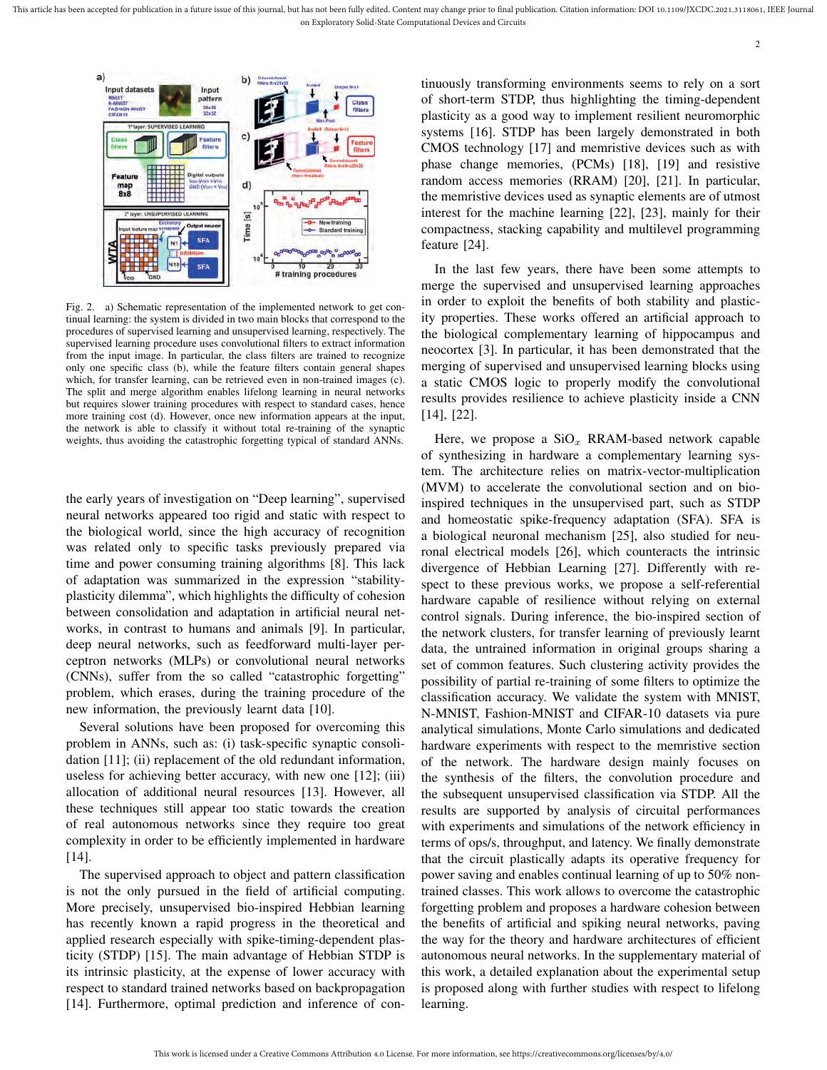Fig. 2. a) Schematic representation of the implemented network to get continual learning: the system is divided in two main blocks that correspond to the procedures of supervised learning and unsupervised learning, respectively. The supervised learning procedure uses convolutional filters to extract information from the input image. In particular, the class filters are trained to recognize only one specific class (b), while the feature filters contain general shapes which, for transfer learning, can be retrieved even in non-trained images (c). The split and merge algorithm enables lifelong learning in neural networks but requires slower training procedures with respect to standard cases, hence more training cost (d). However, once new information appears at the input, the network is able to classify it without total re-training of the synaptic weights, thus avoiding the catastrophic forgetting typical of standard ANNs.

the early years of investigation on "Deep learning", supervised neural networks appeared too rigid and static with respect to the biological world, since the high accuracy of recognition was related only to specific tasks previously prepared via time and power consuming training algorithms [8]. This lack of adaptation was summarized in the expression "stability-plasticity dilemma", which highlights the difficulty of cohesion between consolidation and adaptation in artificial neural networks, in contrast to humans and animals [9]. In particular, deep neural networks, such as feedforward multi-layer perceptron networks (MLPs) or convolutional neural networks (CNNs), suffer from the so called "catastrophic forgetting" problem, which erases, during the training procedure of the new information, the previously learnt data [10].

Several solutions have been proposed for overcoming this problem in ANNs, such as: (i) task-specific synaptic consolidation [11]; (ii) replacement of the old redundant information, useless for achieving better accuracy, with new one [12]; (iii) allocation of additional neural resources [13]. However, all these techniques still appear too static towards the creation of real autonomous networks since they require too great complexity in order to be efficiently implemented in hardware [14].

The supervised approach to object and pattern classification is not the only pursued in the field of artificial computing. More precisely, unsupervised bio-inspired Hebbian learning has recently known a rapid progress in the theoretical and applied research especially with spike-timing-dependent plasticity (STDP) [15]. The main advantage of Hebbian STDP is its intrinsic plasticity, at the expense of lower accuracy with respect to standard trained networks based on backpropagation [14]. Furthermore, optimal prediction and inference of continuously transforming environments seems to rely on a sort of short-term STDP, thus highlighting the timing-dependent plasticity as a good way to implement resilient neuromorphic systems [16]. STDP has been largely demonstrated in both CMOS technology [17] and memristive devices such as with phase change memories, (PCMs) [18], [19] and resistive random access memories (RRAM) [20], [21]. In particular, the memristive devices used as synaptic elements are of utmost interest for the machine learning [22], [23], mainly for their compactness, stacking capability and multilevel programming feature [24].

In the last few years, there have been some attempts to merge the supervised and unsupervised learning approaches in order to exploit the benefits of both stability and plasticity properties. These works offered an artificial approach to the biological complementary learning of hippocampus and neocortex [3]. In particular, it has been demonstrated that the merging of supervised and unsupervised learning blocks using a static CMOS logic to properly modify the convolutional results provides resilience to achieve plasticity inside a CNN [14], [22].

Here, we propose a $SiO_x$ RRAM-based network capable of synthesizing in hardware a complementary learning system. The architecture relies on matrix-vector-multiplication (MVM) to accelerate the convolutional section and on bio-inspired techniques in the unsupervised part, such as STDP and homeostatic spike-frequency adaptation (SFA). SFA is a biological neuronal mechanism [25], also studied for neuronal electrical models [26], which counteracts the intrinsic divergence of Hebbian Learning [27]. Differently with respect to these previous works, we propose a self-referential hardware capable of resilience without relying on external control signals. During inference, the bio-inspired section of the network clusters, for transfer learning of previously learnt data, the untrained information in original groups sharing a set of common features. Such clustering activity provides the possibility of partial re-training of some filters to optimize the classification accuracy. We validate the system with MNIST, N-MNIST, Fashion-MNIST and CIFAR-10 datasets via pure analytical simulations, Monte Carlo simulations and dedicated hardware experiments with respect to the memristive section of the network. The hardware design mainly focuses on the synthesis of the filters, the convolution procedure and the subsequent unsupervised classification via STDP. All the results are supported by analysis of circuital performances with experiments and simulations of the network efficiency in terms of ops/s, throughput, and latency. We finally demonstrate that the circuit plastically adapts its operative frequency for power saving and enables continual learning of up to 50% non-trained classes. This work allows to overcome the catastrophic forgetting problem and proposes a hardware cohesion between the benefits of artificial and spiking neural networks, paving the way for the theory and hardware architectures of efficient autonomous neural networks. In the supplementary material of this work, a detailed explanation about the experimental setup is proposed along with further studies with respect to lifelong learning.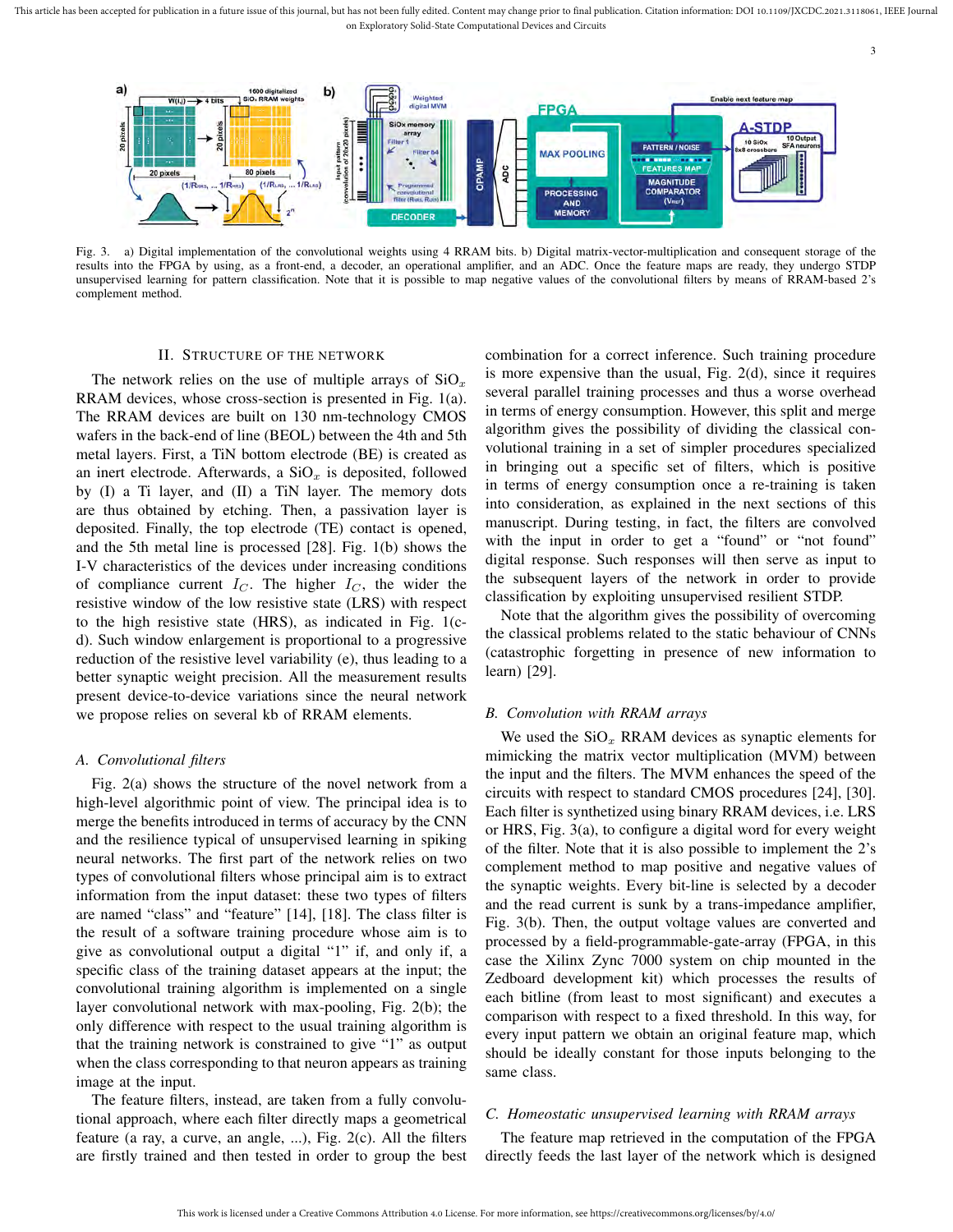Fig. 3. a) Digital implementation of the convolutional weights using 4 RRAM bits. b) Digital matrix-vector-multiplication and consequent storage of the results into the FPGA by using, as a front-end, a decoder, an operational amplifier, and an ADC. Once the feature maps are ready, they undergo STDP unsupervised learning for pattern classification. Note that it is possible to map negative values of the convolutional filters by means of RRAM-based 2's complement method.

## II. Structure of the Network

The network relies on the use of multiple arrays of $SiO_x$ RRAM devices, whose cross-section is presented in Fig. 1(a). The RRAM devices are built on 130 nm-technology CMOS wafers in the back-end of line (BEOL) between the 4th and 5th metal layers. First, a TiN bottom electrode (BE) is created as an inert electrode. Afterwards, a $SiO_x$ is deposited, followed by (I) a Ti layer, and (II) a TiN layer. The memory dots are thus obtained by etching. Then, a passivation layer is deposited. Finally, the top electrode (TE) contact is opened, and the 5th metal line is processed [28]. Fig. 1(b) shows the I-V characteristics of the devices under increasing conditions of compliance current $I_C$. The higher $I_C$, the wider the resistive window of the low resistive state (LRS) with respect to the high resistive state (HRS), as indicated in Fig. 1(c-d). Such window enlargement is proportional to a progressive reduction of the resistive level variability (e), thus leading to a better synaptic weight precision. All the measurement results present device-to-device variations since the neural network we propose relies on several kb of RRAM elements.

### A. Convolutional filters

Fig. 2(a) shows the structure of the novel network from a high-level algorithmic point of view. The principal idea is to merge the benefits introduced in terms of accuracy by the CNN and the resilience typical of unsupervised learning in spiking neural networks. The first part of the network relies on two types of convolutional filters whose principal aim is to extract information from the input dataset: these two types of filters are named "class" and "feature" [14], [18]. The class filter is the result of a software training procedure whose aim is to give as convolutional output a digital "1" if, and only if, a specific class of the training dataset appears at the input; the convolutional training algorithm is implemented on a single layer convolutional network with max-pooling, Fig. 2(b); the only difference with respect to the usual training algorithm is that the training network is constrained to give "1" as output when the class corresponding to that neuron appears as training image at the input.

The feature filters, instead, are taken from a fully convolutional approach, where each filter directly maps a geometrical feature (a ray, a curve, an angle, ...), Fig. 2(c). All the filters are firstly trained and then tested in order to group the best combination for a correct inference. Such training procedure is more expensive than the usual, Fig. 2(d), since it requires several parallel training processes and thus a worse overhead in terms of energy consumption. However, this split and merge algorithm gives the possibility of dividing the classical convolutional training in a set of simpler procedures specialized in bringing out a specific set of filters, which is positive in terms of energy consumption once a re-training is taken into consideration, as explained in the next sections of this manuscript. During testing, in fact, the filters are convolved with the input in order to get a "found" or "not found" digital response. Such responses will then serve as input to the subsequent layers of the network in order to provide classification by exploiting unsupervised resilient STDP.

Note that the algorithm gives the possibility of overcoming the classical problems related to the static behaviour of CNNs (catastrophic forgetting in presence of new information to learn) [29].

### B. Convolution with RRAM arrays

We used the $SiO_x$ RRAM devices as synaptic elements for mimicking the matrix vector multiplication (MVM) between the input and the filters. The MVM enhances the speed of the circuits with respect to standard CMOS procedures [24], [30]. Each filter is synthetized using binary RRAM devices, i.e. LRS or HRS, Fig. 3(a), to configure a digital word for every weight of the filter. Note that it is also possible to implement the 2's complement method to map positive and negative values of the synaptic weights. Every bit-line is selected by a decoder and the read current is sunk by a trans-impedance amplifier, Fig. 3(b). Then, the output voltage values are converted and processed by a field-programmable-gate-array (FPGA, in this case the Xilinx Zynq 7000 system on chip mounted in the Zedboard development kit) which processes the results of each bitline (from least to most significant) and executes a comparison with respect to a fixed threshold. In this way, for every input pattern we obtain an original feature map, which should be ideally constant for those inputs belonging to the same class.

### C. Homeostatic unsupervised learning with RRAM arrays

The feature map retrieved in the computation of the FPGA directly feeds the last layer of the network which is designed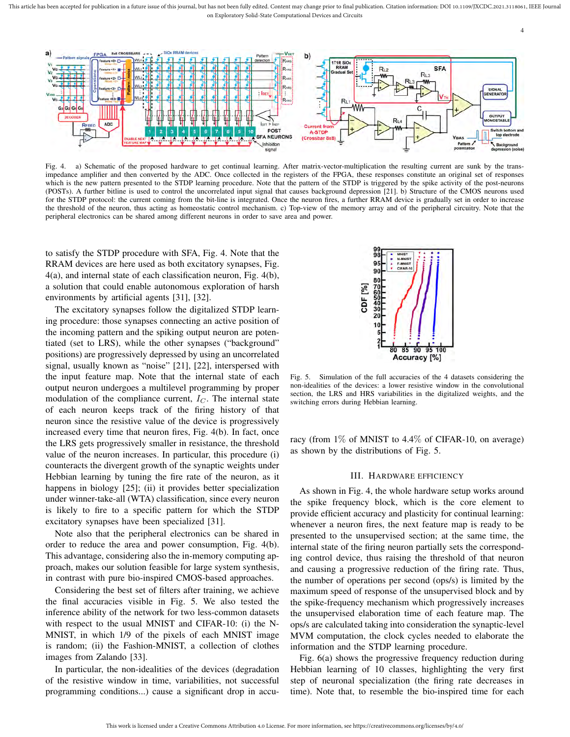Fig. 4. a) Schematic of the proposed hardware to get continual learning. After matrix-vector-multiplication the resulting current are sunk by the trans-impedance amplifier and then converted by the ADC. Once collected in the registers of the FPGA, these responses constitute an original set of responses which is the new pattern presented to the STDP learning procedure. Note that the pattern of the STDP is triggered by the spike activity of the post-neurons (POSTs). A further bitline is used to control the uncorrelated input signal that causes background depression [21]. b) Structure of the CMOS neurons used for the STDP protocol: the current coming from the bit-line is integrated. Once the neuron fires, a further RRAM device is gradually set in order to increase the threshold of the neuron, thus acting as homeostatic control mechanism. c) Top-view of the memory array and of the peripheral circuitry. Note that the peripheral electronics can be shared among different neurons in order to save area and power.

to satisfy the STDP procedure with SFA, Fig. 4. Note that the RRAM devices are here used as both excitatory synapses, Fig. 4(a), and internal state of each classification neuron, Fig. 4(b), a solution that could enable autonomous exploration of harsh environments by artificial agents [31], [32].

The excitatory synapses follow the digitalized STDP learning procedure: those synapses connecting an active position of the incoming pattern and the spiking output neuron are potentiated (set to LRS), while the other synapses ("background" positions) are progressively depressed by using an uncorrelated signal, usually known as "noise" [21], [22], interspersed with the input feature map. Note that the internal state of each output neuron undergoes a multilevel programming by proper modulation of the compliance current, $I_C$. The internal state of each neuron keeps track of the firing history of that neuron since the resistive value of the device is progressively increased every time that neuron fires, Fig. 4(b). In fact, once the LRS gets progressively smaller in resistance, the threshold value of the neuron increases. In particular, this procedure (i) counteracts the divergent growth of the synaptic weights under Hebbian learning by tuning the fire rate of the neuron, as it happens in biology [25]; (ii) it provides better specialization under winner-take-all (WTA) classification, since every neuron is likely to fire to a specific pattern for which the STDP excitatory synapses have been specialized [31].

Note also that the peripheral electronics can be shared in order to reduce the area and power consumption, Fig. 4(b). This advantage, considering also the in-memory computing approach, makes our solution feasible for large system synthesis, in contrast with pure bio-inspired CMOS-based approaches.

Considering the best set of filters after training, we achieve the final accuracies visible in Fig. 5. We also tested the inference ability of the network for two less-common datasets with respect to the usual MNIST and CIFAR-10: (i) the N-MNIST, in which 1/9 of the pixels of each MNIST image is random; (ii) the Fashion-MNIST, a collection of clothes images from Zalando [33].

In particular, the non-idealities of the devices (degradation of the resistive window in time, variabilities, not successful programming conditions...) cause a significant drop in accuracy (from 1% of MNIST to 4.4% of CIFAR-10, on average) as shown by the distributions of Fig. 5.

Fig. 5. Simulation of the full accuracies of the 4 datasets considering the non-idealities of the devices: a lower resistive window in the convolutional section, the LRS and HRS variabilities in the digitalized weights, and the switching errors during Hebbian learning.

## III. Hardware Efficiency

As shown in Fig. 4, the whole hardware setup works around the spike frequency block, which is the core element to provide efficient accuracy and plasticity for continual learning: whenever a neuron fires, the next feature map is ready to be presented to the unsupervised section; at the same time, the internal state of the firing neuron partially sets the corresponding control device, thus raising the threshold of that neuron and causing a progressive reduction of the firing rate. Thus, the number of operations per second (ops/s) is limited by the maximum speed of response of the unsupervised block and by the spike-frequency mechanism which progressively increases the unsupervised elaboration time of each feature map. The ops/s are calculated taking into consideration the synaptic-level MVM computation, the clock cycles needed to elaborate the information and the STDP learning procedure.

Fig. 6(a) shows the progressive frequency reduction during Hebbian learning of 10 classes, highlighting the very first step of neuronal specialization (the firing rate decreases in time). Note that, to resemble the bio-inspired time for each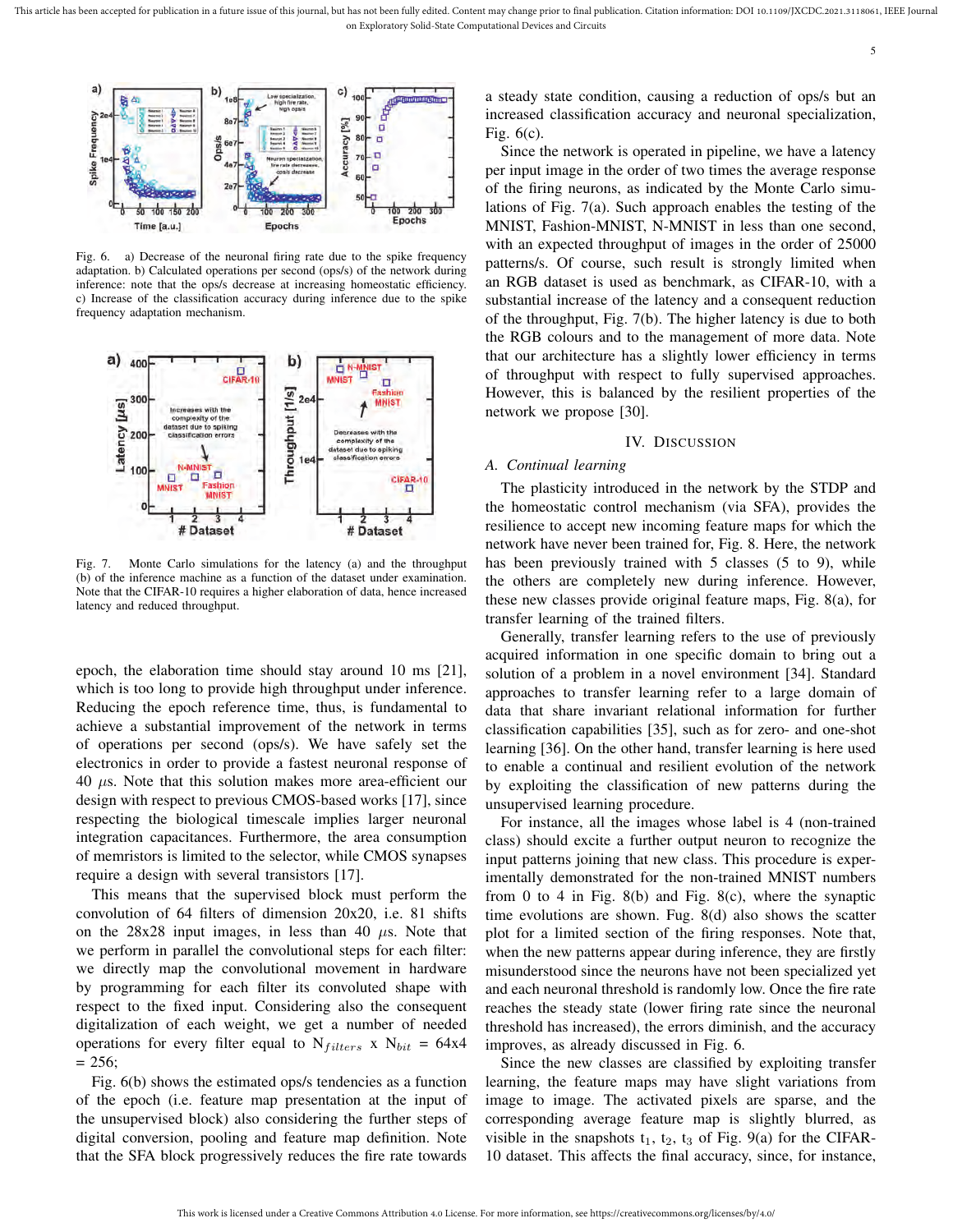Fig. 6. a) Decrease of the neuronal firing rate due to the spike frequency adaptation. b) Calculated operations per second (ops/s) of the network during inference: note that the ops/s decrease at increasing homeostatic efficiency. c) Increase of the classification accuracy during inference due to the spike frequency adaptation mechanism.

Fig. 7. Monte Carlo simulations for the latency (a) and the throughput (b) of the inference machine as a function of the dataset under examination. Note that the CIFAR-10 requires a higher elaboration of data, hence increased latency and reduced throughput.

epoch, the elaboration time should stay around 10 ms [21], which is too long to provide high throughput under inference. Reducing the epoch reference time, thus, is fundamental to achieve a substantial improvement of the network in terms of operations per second (ops/s). We have safely set the electronics in order to provide a fastest neuronal response of 40 $\mu$s. Note that this solution makes more area-efficient our design with respect to previous CMOS-based works [17], since respecting the biological timescale implies larger neuronal integration capacitances. Furthermore, the area consumption of memristors is limited to the selector, while CMOS synapses require a design with several transistors [17].

This means that the supervised block must perform the convolution of 64 filters of dimension 20x20, i.e. 81 shifts on the 28x28 input images, in less than 40 $\mu$s. Note that we perform in parallel the convolutional steps for each filter: we directly map the convolutional movement in hardware by programming for each filter its convoluted shape with respect to the fixed input. Considering also the consequent digitalization of each weight, we get a number of needed operations for every filter equal to $N_{filters}$ x $N_{bit}$ = 64x4 = 256;

Fig. 6(b) shows the estimated ops/s tendencies as a function of the epoch (i.e. feature map presentation at the input of the unsupervised block) also considering the further steps of digital conversion, pooling and feature map definition. Note that the SFA block progressively reduces the fire rate towards a steady state condition, causing a reduction of ops/s but an increased classification accuracy and neuronal specialization, Fig. 6(c).

Since the network is operated in pipeline, we have a latency per input image in the order of two times the average response of the firing neurons, as indicated by the Monte Carlo simulations of Fig. 7(a). Such approach enables the testing of the MNIST, Fashion-MNIST, N-MNIST in less than one second, with an expected throughput of images in the order of 25000 patterns/s. Of course, such result is strongly limited when an RGB dataset is used as benchmark, as CIFAR-10, with a substantial increase of the latency and a consequent reduction of the throughput, Fig. 7(b). The higher latency is due to both the RGB colours and to the management of more data. Note that our architecture has a slightly lower efficiency in terms of throughput with respect to fully supervised approaches. However, this is balanced by the resilient properties of the network we propose [30].

## IV. Discussion

### A. Continual learning

The plasticity introduced in the network by the STDP and the homeostatic control mechanism (via SFA), provides the resilience to accept new incoming feature maps for which the network have never been trained for, Fig. 8. Here, the network has been previously trained with 5 classes (5 to 9), while the others are completely new during inference. However, these new classes provide original feature maps, Fig. 8(a), for transfer learning of the trained filters.

Generally, transfer learning refers to the use of previously acquired information in one specific domain to bring out a solution of a problem in a novel environment [34]. Standard approaches to transfer learning refer to a large domain of data that share invariant relational information for further classification capabilities [35], such as for zero- and one-shot learning [36]. On the other hand, transfer learning is here used to enable a continual and resilient evolution of the network by exploiting the classification of new patterns during the unsupervised learning procedure.

For instance, all the images whose label is 4 (non-trained class) should excite a further output neuron to recognize the input patterns joining that new class. This procedure is experimentally demonstrated for the non-trained MNIST numbers from 0 to 4 in Fig. 8(b) and Fig. 8(c), where the synaptic time evolutions are shown. Fug. 8(d) also shows the scatter plot for a limited section of the firing responses. Note that, when the new patterns appear during inference, they are firstly misclassified since the neurons have not been specialized yet and each neuronal threshold is randomly low. Once the fire rate reaches the steady state (lower firing rate since the neuronal threshold has increased), the errors diminish, and the accuracy improves, as already discussed in Fig. 6.

Since the new classes are classified by exploiting transfer learning, the feature maps may have slight variations from image to image. The activated pixels are sparse, and the corresponding average feature map is slightly blurred, as visible in the snapshots $t_1$, $t_2$, $t_3$ of Fig. 9(a) for the CIFAR-10 dataset. This affects the final accuracy, since, for instance,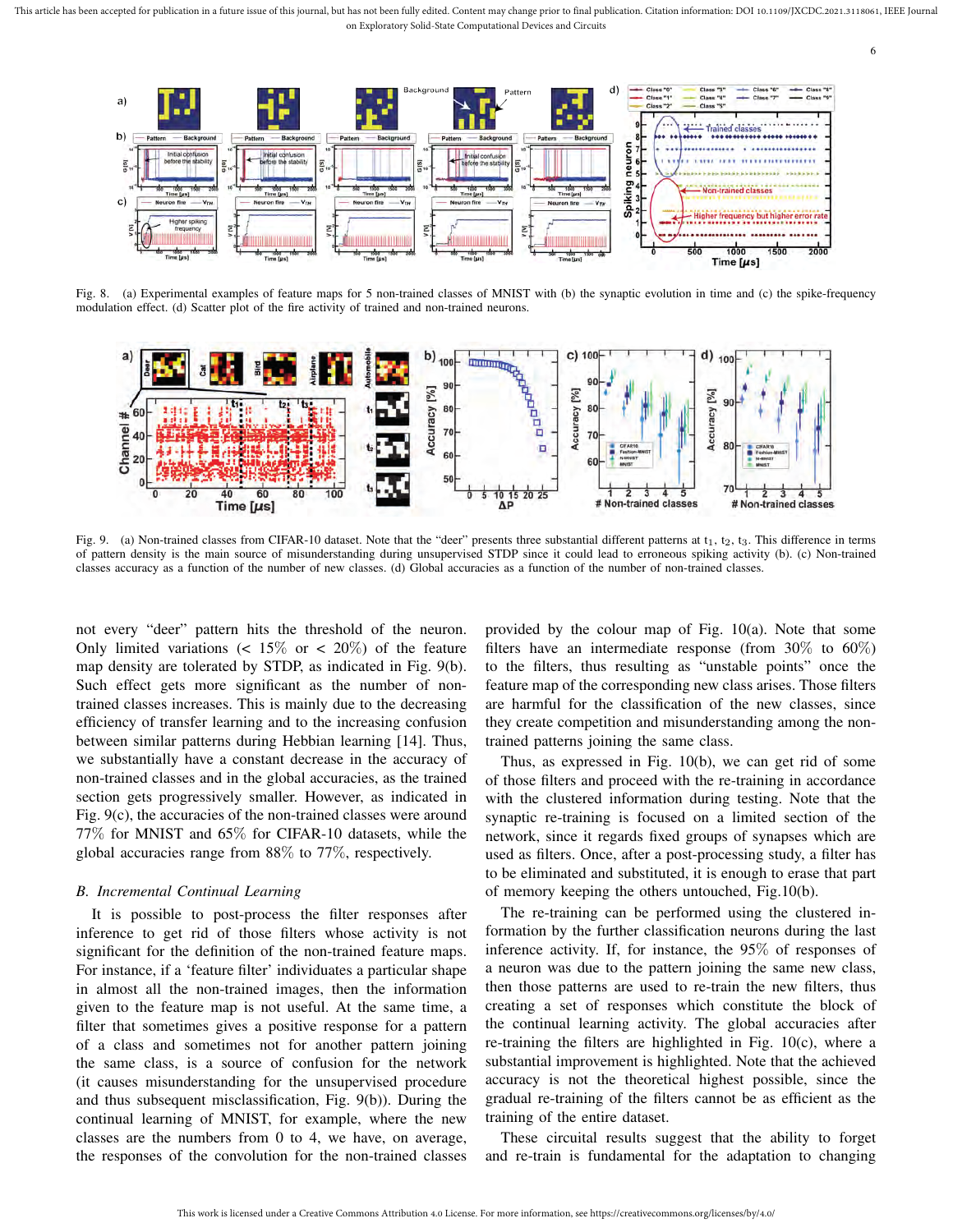Fig. 8. (a) Experimental examples of feature maps for 5 non-trained classes of MNIST with (b) the synaptic evolution in time and (c) the spike-frequency modulation effect. (d) Scatter plot of the fire activity of trained and non-trained neurons.

Fig. 9. (a) Non-trained classes from CIFAR-10 dataset. Note that the "deer" presents three substantial different patterns at $t_1$, $t_2$, $t_3$. This difference in terms of pattern density is the main source of misunderstanding during unsupervised STDP since it could lead to erroneous spiking activity (b). (c) Non-trained classes accuracy as a function of the number of new classes. (d) Global accuracies as a function of the number of non-trained classes.

not every "deer" pattern hits the threshold of the neuron. Only limited variations (< 15% or < 20%) of the feature map density are tolerated by STDP, as indicated in Fig. 9(b). Such effect gets more significant as the number of non-trained classes increases. This is mainly due to the decreasing efficiency of transfer learning and to the increasing confusion between similar patterns during Hebbian learning [14]. Thus, we substantially have a constant decrease in the accuracy of non-trained classes and in the global accuracies, as the trained section gets progressively smaller. However, as indicated in Fig. 9(c), the accuracies of the non-trained classes were around 77% for MNIST and 65% for CIFAR-10 datasets, while the global accuracies range from 88% to 77%, respectively.

### B. Incremental Continual Learning

It is possible to post-process the filter responses after inference to get rid of those filters whose activity is not significant for the definition of the non-trained feature maps. For instance, if a 'feature filter' individuates a particular shape in almost all the non-trained images, then the information given to the feature map is not useful. At the same time, a filter that sometimes gives a positive response for a pattern of a class and sometimes not for another pattern joining the same class, is a source of confusion for the network (it causes misunderstanding for the unsupervised procedure and thus subsequent misclassification, Fig. 9(b)). During the continual learning of MNIST, for example, where the new classes are the numbers from 0 to 4, we have, on average, the responses of the convolution for the non-trained classes provided by the colour map of Fig. 10(a). Note that some filters have an intermediate response (from 30% to 60%) to the filters, thus resulting as "unstable points" once the feature map of the corresponding new class arises. Those filters are harmful for the classification of the new classes, since they create competition and misunderstanding among the non-trained patterns joining the same class.

Thus, as expressed in Fig. 10(b), we can get rid of some of those filters and proceed with the re-training in accordance with the clustered information during testing. Note that the synaptic re-training is focused on a limited section of the network, since it regards fixed groups of synapses which are used as filters. Once, after a post-processing study, a filter has to be eliminated and substituted, it is enough to erase that part of memory keeping the others untouched, Fig.10(b).

The re-training can be performed using the clustered information by the further classification neurons during the last inference activity. If, for instance, the 95% of responses of a neuron was due to the pattern joining the same new class, then those patterns are used to re-train the new filters, thus creating a set of responses which constitute the block of the continual learning activity. The global accuracies after re-training the filters are highlighted in Fig. 10(c), where a substantial improvement is highlighted. Note that the achieved accuracy is not the theoretical highest possible, since the gradual re-training of the filters cannot be as efficient as the training of the entire dataset.

These circuital results suggest that the ability to forget and re-train is fundamental for the adaptation to changing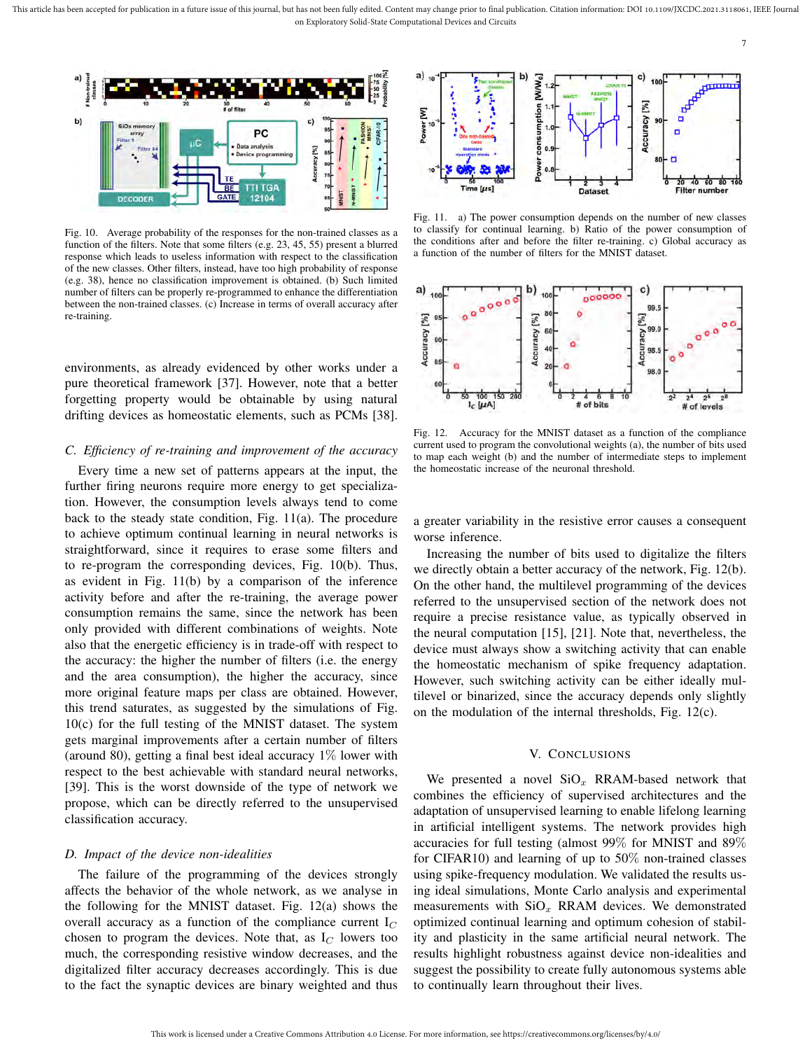Fig. 10. Average probability of the responses for the non-trained classes as a function of the filters. Note that some filters (e.g. 23, 45, 55) present a blurred response which leads to useless information with respect to the classification of the new classes. Other filters, instead, have too high probability of response (e.g. 38), hence no classification improvement is obtained. (b) Such limited number of filters can be properly re-programmed to enhance the differentiation between the non-trained classes. (c) Increase in terms of overall accuracy after re-training.

environments, as already evidenced by other works under a pure theoretical framework [37]. However, note that a better forgetting property would be obtainable by using natural drifting devices as homeostatic elements, such as PCMs [38].

### *C. Efficiency of re-training and improvement of the accuracy*

Every time a new set of patterns appears at the input, the further firing neurons require more energy to get specialization. However, the consumption levels always tend to come back to the steady state condition, Fig. 11(a). The procedure to achieve optimum continual learning in neural networks is straightforward, since it requires to erase some filters and to re-program the corresponding devices, Fig. 10(b). Thus, as evident in Fig. 11(b) by a comparison of the inference activity before and after the re-training, the average power consumption remains the same, since the network has been only provided with different combinations of weights. Note also that the energetic efficiency is in trade-off with respect to the accuracy: the higher the number of filters (i.e. the energy and the area consumption), the higher the accuracy, since more original feature maps per class are obtained. However, this trend saturates, as suggested by the simulations of Fig. 10(c) for the full testing of the MNIST dataset. The system gets marginal improvements after a certain number of filters (around 80), getting a final best ideal accuracy 1% lower with respect to the best achievable with standard neural networks, [39]. This is the worst downside of the type of network we propose, which can be directly referred to the unsupervised classification accuracy.

### *D. Impact of the device non-idealities*

The failure of the programming of the devices strongly affects the behavior of the whole network, as we analyse in the following for the MNIST dataset. Fig. 12(a) shows the overall accuracy as a function of the compliance current $I_C$ chosen to program the devices. Note that, as $I_C$ lowers too much, the corresponding resistive window decreases, and the digitalized filter accuracy decreases accordingly. This is due to the fact the synaptic devices are binary weighted and thus a greater variability in the resistive error causes a consequent worse inference.

Fig. 11. a) The power consumption depends on the number of new classes to classify for continual learning. b) Ratio of the power consumption of the conditions after and before the filter re-training. c) Global accuracy as a function of the number of filters for the MNIST dataset.

Fig. 12. Accuracy for the MNIST dataset as a function of the compliance current used to program the convolutional weights (a), the number of bits used to map each weight (b) and the number of intermediate steps to implement the homeostatic increase of the neuronal threshold.

Increasing the number of bits used to digitalize the filters we directly obtain a better accuracy of the network, Fig. 12(b). On the other hand, the multilevel programming of the devices referred to the unsupervised section of the network does not require a precise resistance value, as typically observed in the neural computation [15], [21]. Note that, nevertheless, the device must always show a switching activity that can enable the homeostatic mechanism of spike frequency adaptation. However, such switching activity can be either ideally multilevel or binarized, since the accuracy depends only slightly on the modulation of the internal thresholds, Fig. 12(c).

## V. Conclusions

We presented a novel $SiO_x$ RRAM-based network that combines the efficiency of supervised architectures and the adaptation of unsupervised learning to enable lifelong learning in artificial intelligent systems. The network provides high accuracies for full testing (almost 99% for MNIST and 89% for CIFAR10) and learning of up to 50% non-trained classes using spike-frequency modulation. We validated the results using ideal simulations, Monte Carlo analysis and experimental measurements with $SiO_x$ RRAM devices. We demonstrated optimized continual learning and optimum cohesion of stability and plasticity in the same artificial neural network. The results highlight robustness against device non-idealities and suggest the possibility to create fully autonomous systems able to continually learn throughout their lives.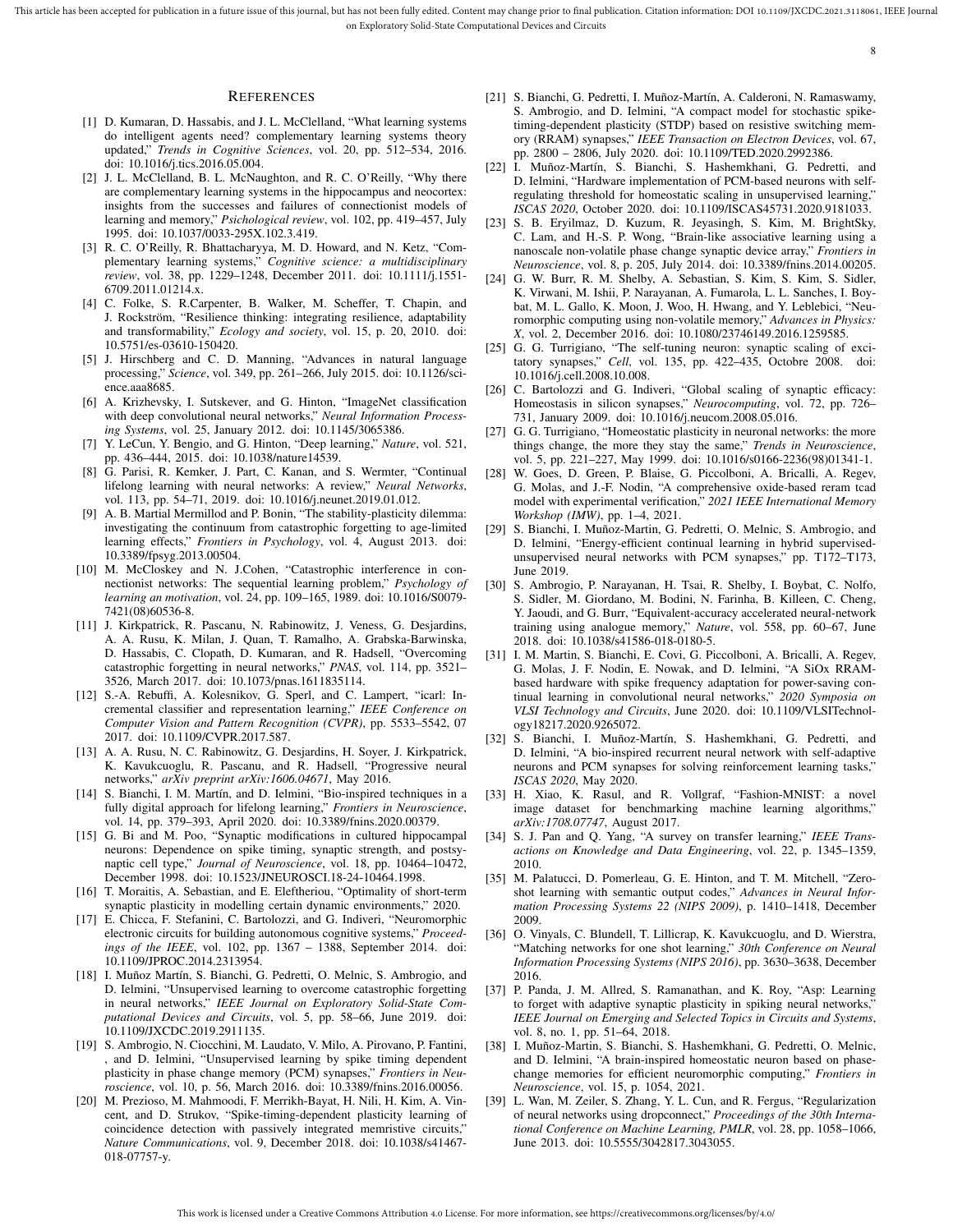# REFERENCES

[1] D. Kumaran, D. Hassabis, and J. L. McClelland, "What learning systems do intelligent agents need? complementary learning systems theory updated," *Trends in Cognitive Sciences*, vol. 20, pp. 512–534, 2016. doi: 10.1016/j.tics.2016.05.004.

[2] J. L. McClelland, B. L. McNaughton, and R. C. O'Reilly, "Why there are complementary learning systems in the hippocampus and neocortex: insights from the successes and failures of connectionist models of learning and memory," *Psichological review*, vol. 102, pp. 419–457, July 1995. doi: 10.1037/0033-295X.102.3.419.

[3] R. C. O'Reilly, R. Bhattacharyya, M. D. Howard, and N. Ketz, "Complementary learning systems," *Cognitive science: a multidisciplinary review*, vol. 38, pp. 1229–1248, December 2011. doi: 10.1111/j.1551-6709.2011.01214.x.

[4] C. Folke, S. R.Carpenter, B. Walker, M. Scheffer, T. Chapin, and J. Rockström, "Resilience thinking: integrating resilience, adaptability and transformability," *Ecology and society*, vol. 15, p. 20, 2010. doi: 10.5751/es-03610-150420.

[5] J. Hirschberg and C. D. Manning, "Advances in natural language processing," *Science*, vol. 349, pp. 261–266, July 2015. doi: 10.1126/science.aaa8685.

[6] A. Krizhevsky, I. Sutskever, and G. Hinton, "ImageNet classification with deep convolutional neural networks," *Neural Information Processing Systems*, vol. 25, January 2012. doi: 10.1145/3065386.

[7] Y. LeCun, Y. Bengio, and G. Hinton, "Deep learning," *Nature*, vol. 521, pp. 436–444, 2015. doi: 10.1038/nature14539.

[8] G. Parisi, R. Kemker, J. Part, C. Kanan, and S. Wermter, "Continual lifelong learning with neural networks: A review," *Neural Networks*, vol. 113, pp. 54–71, 2019. doi: 10.1016/j.neunet.2019.01.012.

[9] A. B. Martial Mermillod and P. Bonin, "The stability-plasticity dilemma: investigating the continuum from catastrophic forgetting to age-limited learning effects," *Frontiers in Psychology*, vol. 4, August 2013. doi: 10.3389/fpsyg.2013.00504.

[10] M. McCloskey and N. J.Cohen, "Catastrophic interference in connectionist networks: The sequential learning problem," *Psychology of learning an motivation*, vol. 24, pp. 109–165, 1989. doi: 10.1016/S0079-7421(08)60536-8.

[11] J. Kirkpatrick, R. Pascanu, N. Rabinowitz, J. Veness, G. Desjardins, A. A. Rusu, K. Milan, J. Quan, T. Ramalho, A. Grabska-Barwinska, D. Hassabis, C. Clopath, D. Kumaran, and R. Hadsell, "Overcoming catastrophic forgetting in neural networks," *PNAS*, vol. 114, pp. 3521–3526, March 2017. doi: 10.1073/pnas.1611835114.

[12] S.-A. Rebuffi, A. Kolesnikov, G. Sperl, and C. Lampert, "icarl: Incremental classifier and representation learning," *IEEE Conference on Computer Vision and Pattern Recognition (CVPR)*, pp. 5533–5542, 07 2017. doi: 10.1109/CVPR.2017.587.

[13] A. A. Rusu, N. C. Rabinowitz, G. Desjardins, H. Soyer, J. Kirkpatrick, K. Kavukcuoglu, R. Pascanu, and R. Hadsell, "Progressive neural networks," *arXiv preprint arXiv:1606.04671*, May 2016.

[14] S. Bianchi, I. M. Martín, and D. Ielmini, "Bio-inspired techniques in a fully digital approach for lifelong learning," *Frontiers in Neuroscience*, vol. 14, pp. 379–393, April 2020. doi: 10.3389/fnins.2020.00379.

[15] G. Bi and M. Poo, "Synaptic modifications in cultured hippocampal neurons: Dependence on spike timing, synaptic strength, and postsynaptic cell type," *Journal of Neuroscience*, vol. 18, pp. 10464–10472, December 1998. doi: 10.1523/JNEUROSCI.18-24-10464.1998.

[16] T. Moraitis, A. Sebastian, and E. Eleftheriou, "Optimality of short-term synaptic plasticity in modelling certain dynamic environments," 2020.

[17] E. Chicca, F. Stefanini, C. Bartolozzi, and G. Indiveri, "Neuromorphic electronic circuits for building autonomous cognitive systems," *Proceedings of the IEEE*, vol. 102, pp. 1367 – 1388, September 2014. doi: 10.1109/JPROC.2014.2313954.

[18] I. Muñoz Martín, S. Bianchi, G. Pedretti, O. Melnic, S. Ambrogio, and D. Ielmini, "Unsupervised learning to overcome catastrophic forgetting in neural networks," *IEEE Journal on Exploratory Solid-State Computational Devices and Circuits*, vol. 5, pp. 58–66, June 2019. doi: 10.1109/JXCDC.2019.2911135.

[19] S. Ambrogio, N. Ciocchini, M. Laudato, V. Milo, A. Pirovano, P. Fantini, , and D. Ielmini, "Unsupervised learning by spike timing dependent plasticity in phase change memory (PCM) synapses," *Frontiers in Neuroscience*, vol. 10, p. 56, March 2016. doi: 10.3389/fnins.2016.00056.

[20] M. Prezioso, M. Mahmoodi, F. Merrikh-Bayat, H. Nili, H. Kim, A. Vincent, and D. Strukov, "Spike-timing-dependent plasticity learning of coincidence detection with passively integrated memristive circuits," *Nature Communications*, vol. 9, December 2018. doi: 10.1038/s41467-018-07757-y.

[21] S. Bianchi, G. Pedretti, I. Muñoz-Martín, A. Calderoni, N. Ramaswamy, S. Ambrogio, and D. Ielmini, "A compact model for stochastic spike-timing-dependent plasticity (STDP) based on resistive switching memory (RRAM) synapses," *IEEE Transaction on Electron Devices*, vol. 67, pp. 2800 – 2806, July 2020. doi: 10.1109/TED.2020.2992386.

[22] I. Muñoz-Martín, S. Bianchi, S. Hashemkhani, G. Pedretti, and D. Ielmini, "Hardware implementation of PCM-based neurons with self-regulating threshold for homeostatic scaling in unsupervised learning," *ISCAS 2020*, October 2020. doi: 10.1109/ISCAS45731.2020.9181033.

[23] S. B. Eryilmaz, D. Kuzum, R. Jeyasingh, S. Kim, M. BrightSky, C. Lam, and H.-S. P. Wong, "Brain-like associative learning using a nanoscale non-volatile phase change synaptic device array," *Frontiers in Neuroscience*, vol. 8, p. 205, July 2014. doi: 10.3389/fnins.2014.00205.

[24] G. W. Burr, R. M. Shelby, A. Sebastian, S. Kim, S. Kim, S. Sidler, K. Virwani, M. Ishii, P. Narayanan, A. Fumarola, L. L. Sanches, I. Boybat, M. L. Gallo, K. Moon, J. Woo, H. Hwang, and Y. Leblebici, "Neuromorphic computing using non-volatile memory," *Advances in Physics: X*, vol. 2, December 2016. doi: 10.1080/23746149.2016.1259585.

[25] G. G. Turrigiano, "The self-tuning neuron: synaptic scaling of excitatory synapses," *Cell*, vol. 135, pp. 422–435, Octobre 2008. doi: 10.1016/j.cell.2008.10.008.

[26] C. Bartolozzi and G. Indiveri, "Global scaling of synaptic efficacy: Homeostasis in silicon synapses," *Neurocomputing*, vol. 72, pp. 726–731, January 2009. doi: 10.1016/j.neucom.2008.05.016.

[27] G. G. Turrigiano, "Homeostatic plasticity in neuronal networks: the more things change, the more they stay the same," *Trends in Neuroscience*, vol. 5, pp. 221–227, May 1999. doi: 10.1016/s0166-2236(98)01341-1.

[28] W. Goes, D. Green, P. Blaise, G. Piccolboni, A. Bricalli, A. Regev, G. Molas, and J.-F. Nodin, "A comprehensive oxide-based reram tcad model with experimental verification," *2021 IEEE International Memory Workshop (IMW)*, pp. 1–4, 2021.

[29] S. Bianchi, I. Muñoz-Martin, G. Pedretti, O. Melnic, S. Ambrogio, and D. Ielmini, "Energy-efficient continual learning in hybrid supervised-unsupervised neural networks with PCM synapses," pp. T172–T173, June 2019.

[30] S. Ambrogio, P. Narayanan, H. Tsai, R. Shelby, I. Boybat, C. Nolfo, S. Sidler, M. Giordano, M. Bodini, N. Farinha, B. Killeen, C. Cheng, Y. Jaoudi, and G. Burr, "Equivalent-accuracy accelerated neural-network training using analogue memory," *Nature*, vol. 558, pp. 60–67, June 2018. doi: 10.1038/s41586-018-0180-5.

[31] I. M. Martin, S. Bianchi, E. Covi, G. Piccolboni, A. Bricalli, A. Regev, G. Molas, J. F. Nodin, E. Nowak, and D. Ielmini, "A SiOx RRAM-based hardware with spike frequency adaptation for power-saving continual learning in convolutional neural networks," *2020 Symposia on VLSI Technology and Circuits*, June 2020. doi: 10.1109/VLSITechnology18217.2020.9265072.

[32] S. Bianchi, I. Muñoz-Martín, S. Hashemkhani, G. Pedretti, and D. Ielmini, "A bio-inspired recurrent neural network with self-adaptive neurons and PCM synapses for solving reinforcement learning tasks," *ISCAS 2020*, May 2020.

[33] H. Xiao, K. Rasul, and R. Vollgraf, "Fashion-MNIST: a novel image dataset for benchmarking machine learning algorithms," *arXiv:1708.07747*, August 2017.

[34] S. J. Pan and Q. Yang, "A survey on transfer learning," *IEEE Transactions on Knowledge and Data Engineering*, vol. 22, p. 1345–1359, 2010.

[35] M. Palatucci, D. Pomerleau, G. E. Hinton, and T. M. Mitchell, "Zero-shot learning with semantic output codes," *Advances in Neural Information Processing Systems 22 (NIPS 2009)*, p. 1410–1418, December 2009.

[36] O. Vinyals, C. Blundell, T. Lillicrap, K. Kavukcuoglu, and D. Wierstra, "Matching networks for one shot learning," *30th Conference on Neural Information Processing Systems (NIPS 2016)*, pp. 3630–3638, December 2016.

[37] P. Panda, J. M. Allred, S. Ramanathan, and K. Roy, "Asp: Learning to forget with adaptive synaptic plasticity in spiking neural networks," *IEEE Journal on Emerging and Selected Topics in Circuits and Systems*, vol. 8, no. 1, pp. 51–64, 2018.

[38] I. Muñoz-Martin, S. Bianchi, S. Hashemkhani, G. Pedretti, O. Melnic, and D. Ielmini, "A brain-inspired homeostatic neuron based on phase-change memories for efficient neuromorphic computing," *Frontiers in Neuroscience*, vol. 15, p. 1054, 2021.

[39] L. Wan, M. Zeiler, S. Zhang, Y. L. Cun, and R. Fergus, "Regularization of neural networks using dropconnect," *Proceedings of the 30th International Conference on Machine Learning, PMLR*, vol. 28, pp. 1058–1066, June 2013. doi: 10.5555/3042817.3043055.